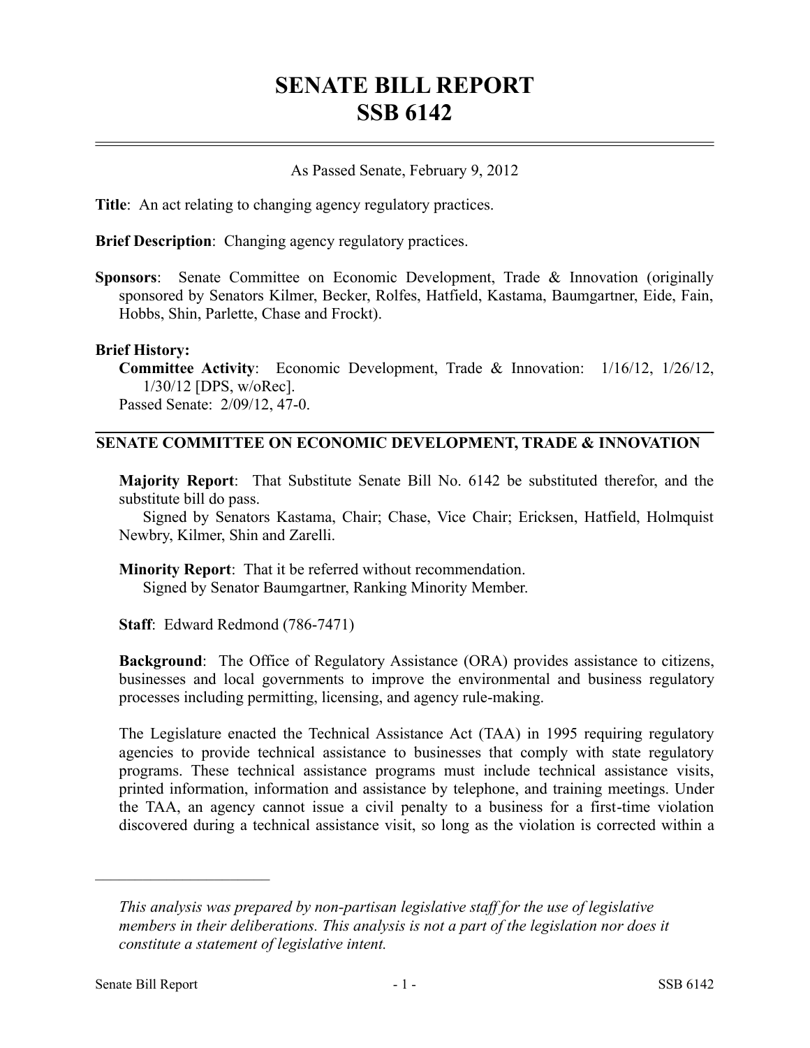# SENATE BILL REPORT
# SSB 6142

As Passed Senate, February 9, 2012

**Title**: An act relating to changing agency regulatory practices.

**Brief Description**: Changing agency regulatory practices.

**Sponsors**: Senate Committee on Economic Development, Trade & Innovation (originally sponsored by Senators Kilmer, Becker, Rolfes, Hatfield, Kastama, Baumgartner, Eide, Fain, Hobbs, Shin, Parlette, Chase and Frockt).

**Brief History:**

**Committee Activity**: Economic Development, Trade & Innovation: 1/16/12, 1/26/12, 1/30/12 [DPS, w/oRec].

Passed Senate: 2/09/12, 47-0.

## SENATE COMMITTEE ON ECONOMIC DEVELOPMENT, TRADE & INNOVATION

**Majority Report**: That Substitute Senate Bill No. 6142 be substituted therefor, and the substitute bill do pass.

Signed by Senators Kastama, Chair; Chase, Vice Chair; Ericksen, Hatfield, Holmquist Newbry, Kilmer, Shin and Zarelli.

**Minority Report**: That it be referred without recommendation.

Signed by Senator Baumgartner, Ranking Minority Member.

**Staff**: Edward Redmond (786-7471)

**Background**: The Office of Regulatory Assistance (ORA) provides assistance to citizens, businesses and local governments to improve the environmental and business regulatory processes including permitting, licensing, and agency rule-making.

The Legislature enacted the Technical Assistance Act (TAA) in 1995 requiring regulatory agencies to provide technical assistance to businesses that comply with state regulatory programs. These technical assistance programs must include technical assistance visits, printed information, information and assistance by telephone, and training meetings. Under the TAA, an agency cannot issue a civil penalty to a business for a first-time violation discovered during a technical assistance visit, so long as the violation is corrected within a

---

*This analysis was prepared by non-partisan legislative staff for the use of legislative members in their deliberations. This analysis is not a part of the legislation nor does it constitute a statement of legislative intent.*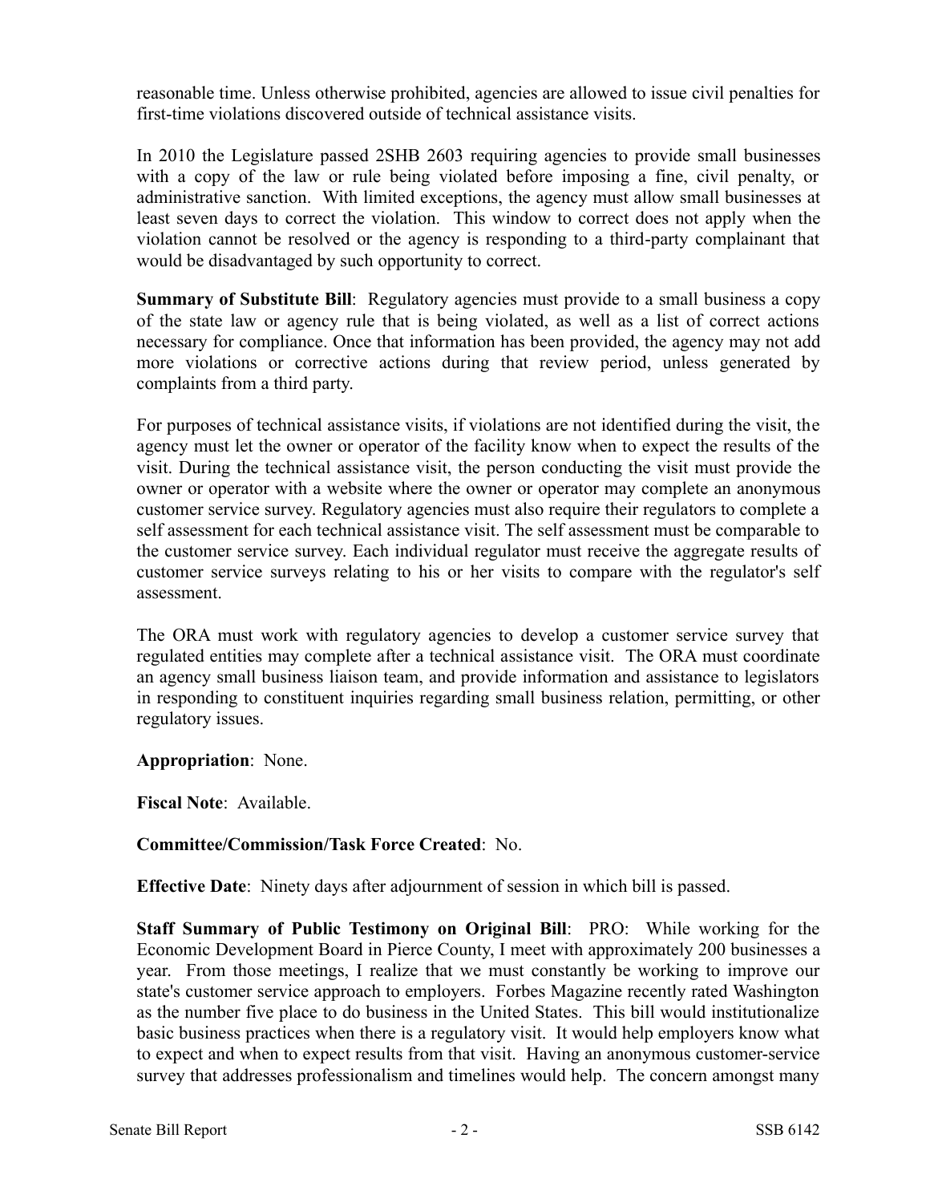reasonable time. Unless otherwise prohibited, agencies are allowed to issue civil penalties for first-time violations discovered outside of technical assistance visits.

In 2010 the Legislature passed 2SHB 2603 requiring agencies to provide small businesses with a copy of the law or rule being violated before imposing a fine, civil penalty, or administrative sanction. With limited exceptions, the agency must allow small businesses at least seven days to correct the violation. This window to correct does not apply when the violation cannot be resolved or the agency is responding to a third-party complainant that would be disadvantaged by such opportunity to correct.

**Summary of Substitute Bill**: Regulatory agencies must provide to a small business a copy of the state law or agency rule that is being violated, as well as a list of correct actions necessary for compliance. Once that information has been provided, the agency may not add more violations or corrective actions during that review period, unless generated by complaints from a third party.

For purposes of technical assistance visits, if violations are not identified during the visit, the agency must let the owner or operator of the facility know when to expect the results of the visit. During the technical assistance visit, the person conducting the visit must provide the owner or operator with a website where the owner or operator may complete an anonymous customer service survey. Regulatory agencies must also require their regulators to complete a self assessment for each technical assistance visit. The self assessment must be comparable to the customer service survey. Each individual regulator must receive the aggregate results of customer service surveys relating to his or her visits to compare with the regulator's self assessment.

The ORA must work with regulatory agencies to develop a customer service survey that regulated entities may complete after a technical assistance visit. The ORA must coordinate an agency small business liaison team, and provide information and assistance to legislators in responding to constituent inquiries regarding small business relation, permitting, or other regulatory issues.

**Appropriation**: None.

**Fiscal Note**: Available.

**Committee/Commission/Task Force Created**: No.

**Effective Date**: Ninety days after adjournment of session in which bill is passed.

**Staff Summary of Public Testimony on Original Bill**: PRO: While working for the Economic Development Board in Pierce County, I meet with approximately 200 businesses a year. From those meetings, I realize that we must constantly be working to improve our state's customer service approach to employers. Forbes Magazine recently rated Washington as the number five place to do business in the United States. This bill would institutionalize basic business practices when there is a regulatory visit. It would help employers know what to expect and when to expect results from that visit. Having an anonymous customer-service survey that addresses professionalism and timelines would help. The concern amongst many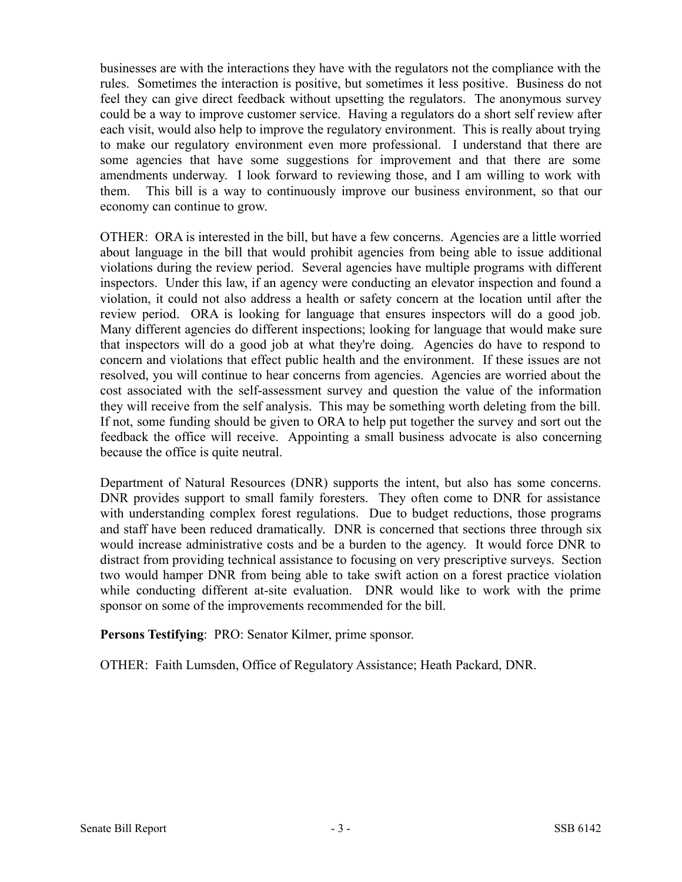businesses are with the interactions they have with the regulators not the compliance with the rules. Sometimes the interaction is positive, but sometimes it less positive. Business do not feel they can give direct feedback without upsetting the regulators. The anonymous survey could be a way to improve customer service. Having a regulators do a short self review after each visit, would also help to improve the regulatory environment. This is really about trying to make our regulatory environment even more professional. I understand that there are some agencies that have some suggestions for improvement and that there are some amendments underway. I look forward to reviewing those, and I am willing to work with them. This bill is a way to continuously improve our business environment, so that our economy can continue to grow.

OTHER: ORA is interested in the bill, but have a few concerns. Agencies are a little worried about language in the bill that would prohibit agencies from being able to issue additional violations during the review period. Several agencies have multiple programs with different inspectors. Under this law, if an agency were conducting an elevator inspection and found a violation, it could not also address a health or safety concern at the location until after the review period. ORA is looking for language that ensures inspectors will do a good job. Many different agencies do different inspections; looking for language that would make sure that inspectors will do a good job at what they're doing. Agencies do have to respond to concern and violations that effect public health and the environment. If these issues are not resolved, you will continue to hear concerns from agencies. Agencies are worried about the cost associated with the self-assessment survey and question the value of the information they will receive from the self analysis. This may be something worth deleting from the bill. If not, some funding should be given to ORA to help put together the survey and sort out the feedback the office will receive. Appointing a small business advocate is also concerning because the office is quite neutral.

Department of Natural Resources (DNR) supports the intent, but also has some concerns. DNR provides support to small family foresters. They often come to DNR for assistance with understanding complex forest regulations. Due to budget reductions, those programs and staff have been reduced dramatically. DNR is concerned that sections three through six would increase administrative costs and be a burden to the agency. It would force DNR to distract from providing technical assistance to focusing on very prescriptive surveys. Section two would hamper DNR from being able to take swift action on a forest practice violation while conducting different at-site evaluation. DNR would like to work with the prime sponsor on some of the improvements recommended for the bill.

**Persons Testifying**: PRO: Senator Kilmer, prime sponsor.

OTHER: Faith Lumsden, Office of Regulatory Assistance; Heath Packard, DNR.